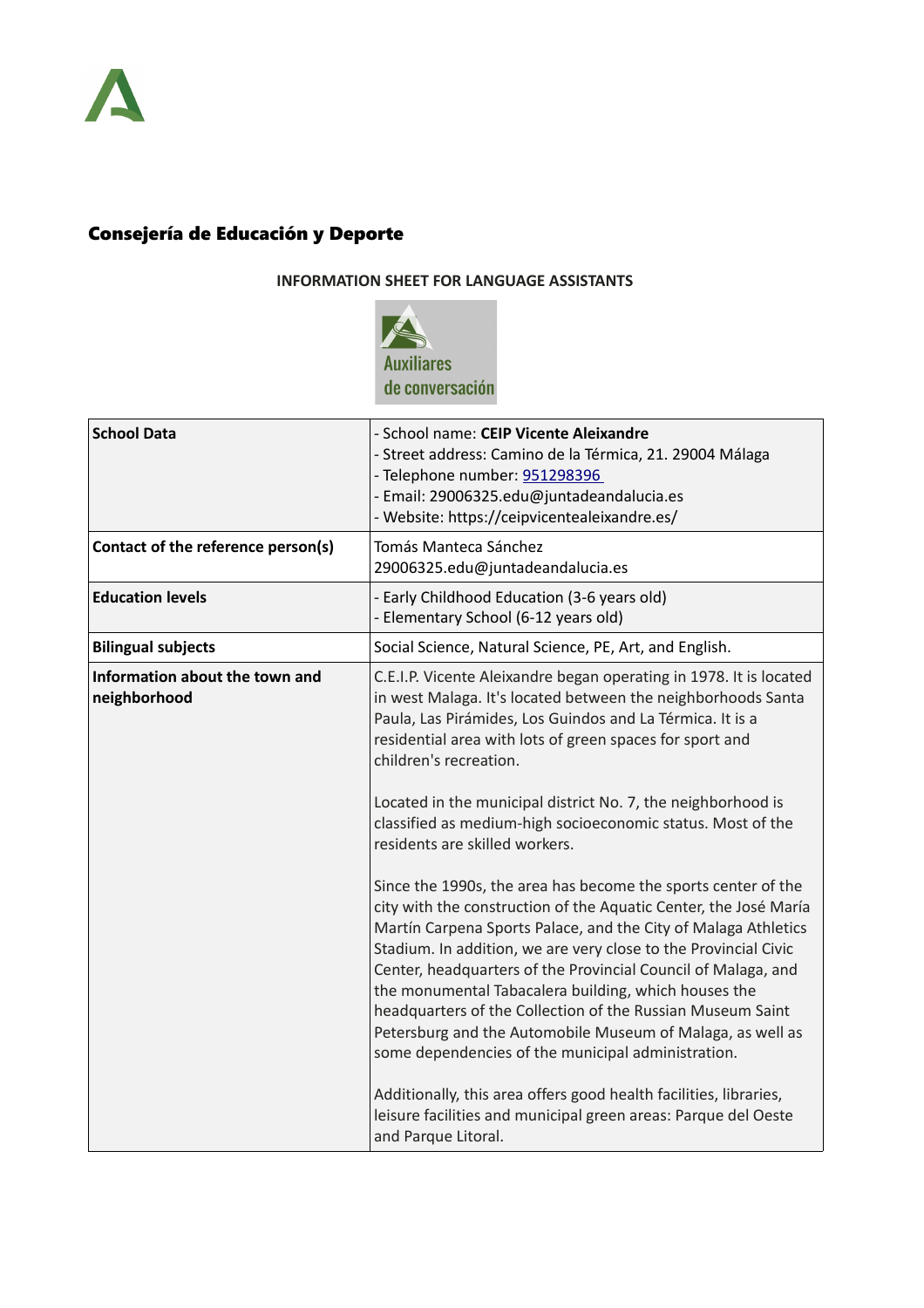## Consejería de Educación y Deporte

**INFORMATION SHEET FOR LANGUAGE ASSISTANTS**

| **School Data** | - School name: **CEIP Vicente Aleixandre**<br>- Street address: Camino de la Térmica, 21. 29004 Málaga<br>- Telephone number: 951298396<br>- Email: 29006325.edu@juntadeandalucia.es<br>- Website: https://ceipvicentealeixandre.es/ |
|---|---|
| **Contact of the reference person(s)** | Tomás Manteca Sánchez<br>29006325.edu@juntadeandalucia.es |
| **Education levels** | - Early Childhood Education (3-6 years old)<br>- Elementary School (6-12 years old) |
| **Bilingual subjects** | Social Science, Natural Science, PE, Art, and English. |
| **Information about the town and neighborhood** | C.E.I.P. Vicente Aleixandre began operating in 1978. It is located in west Malaga. It's located between the neighborhoods Santa Paula, Las Pirámides, Los Guindos and La Térmica. It is a residential area with lots of green spaces for sport and children's recreation.<br><br>Located in the municipal district No. 7, the neighborhood is classified as medium-high socioeconomic status. Most of the residents are skilled workers.<br><br>Since the 1990s, the area has become the sports center of the city with the construction of the Aquatic Center, the José María Martín Carpena Sports Palace, and the City of Malaga Athletics Stadium. In addition, we are very close to the Provincial Civic Center, headquarters of the Provincial Council of Malaga, and the monumental Tabacalera building, which houses the headquarters of the Collection of the Russian Museum Saint Petersburg and the Automobile Museum of Malaga, as well as some dependencies of the municipal administration.<br><br>Additionally, this area offers good health facilities, libraries, leisure facilities and municipal green areas: Parque del Oeste and Parque Litoral. |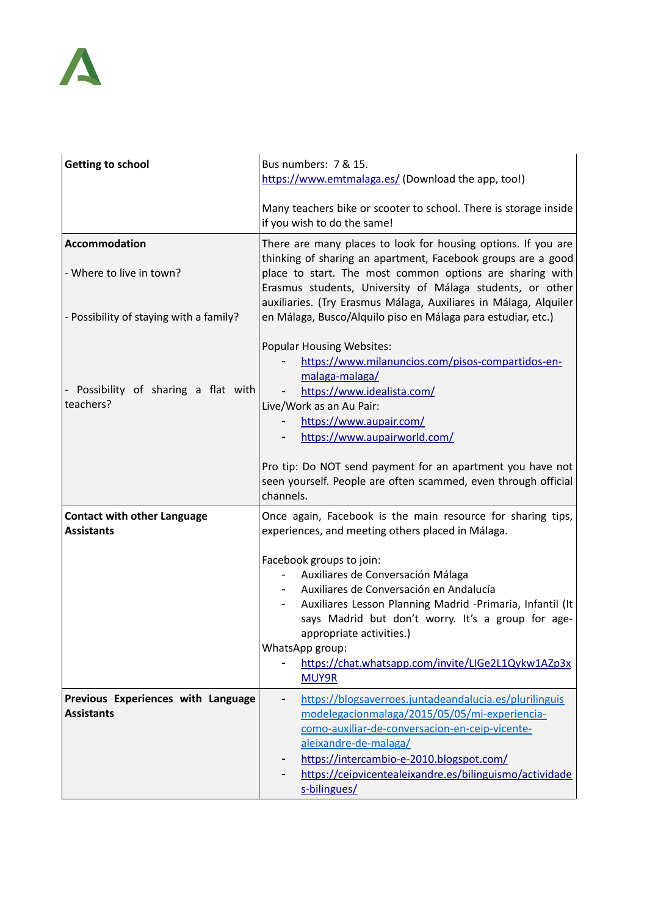| Getting to school | Bus numbers: 7 & 15.<br>https://www.emtmalaga.es/ (Download the app, too!)<br><br>Many teachers bike or scooter to school. There is storage inside if you wish to do the same! |
|---|---|
| **Accommodation**<br><br>- Where to live in town?<br><br>- Possibility of staying with a family?<br><br>- Possibility of sharing a flat with teachers? | There are many places to look for housing options. If you are thinking of sharing an apartment, Facebook groups are a good place to start. The most common options are sharing with Erasmus students, University of Málaga students, or other auxiliaries. (Try Erasmus Málaga, Auxiliares in Málaga, Alquiler en Málaga, Busco/Alquilo piso en Málaga para estudiar, etc.)<br><br>Popular Housing Websites:<br>- https://www.milanuncios.com/pisos-compartidos-en-malaga-malaga/<br>- https://www.idealista.com/<br>Live/Work as an Au Pair:<br>- https://www.aupair.com/<br>- https://www.aupairworld.com/<br><br>Pro tip: Do NOT send payment for an apartment you have not seen yourself. People are often scammed, even through official channels. |
| **Contact with other Language Assistants** | Once again, Facebook is the main resource for sharing tips, experiences, and meeting others placed in Málaga.<br><br>Facebook groups to join:<br>- Auxiliares de Conversación Málaga<br>- Auxiliares de Conversación en Andalucía<br>- Auxiliares Lesson Planning Madrid -Primaria, Infantil (It says Madrid but don't worry. It's a group for age-appropriate activities.)<br>WhatsApp group:<br>- https://chat.whatsapp.com/invite/LIGe2L1Qykw1AZp3xMUY9R |
| **Previous Experiences with Language Assistants** | - https://blogsaverroes.juntadeandalucia.es/plurilinguismodelegacionmalaga/2015/05/05/mi-experiencia-como-auxiliar-de-conversacion-en-ceip-vicente-aleixandre-de-malaga/<br>- https://intercambio-e-2010.blogspot.com/<br>- https://ceipvicentealeixandre.es/bilinguismo/actividades-bilingues/ |